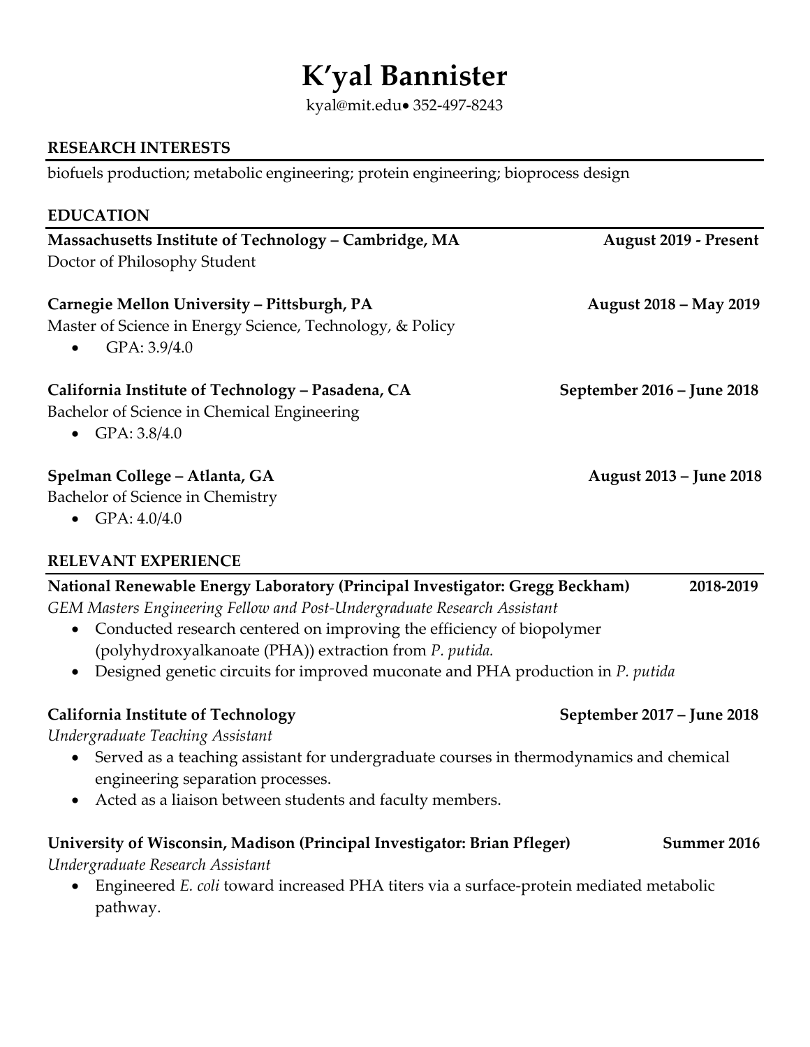# K'yal Bannister

kyal@mit.edu• 352-497-8243

## RESEARCH INTERESTS

biofuels production; metabolic engineering; protein engineering; bioprocess design

## EDUCATION

**Massachusetts Institute of Technology – Cambridge, MA** **August 2019 - Present**
Doctor of Philosophy Student

**Carnegie Mellon University – Pittsburgh, PA** **August 2018 – May 2019**
Master of Science in Energy Science, Technology, & Policy

- GPA: 3.9/4.0

**California Institute of Technology – Pasadena, CA** **September 2016 – June 2018**
Bachelor of Science in Chemical Engineering

- GPA: 3.8/4.0

**Spelman College – Atlanta, GA** **August 2013 – June 2018**
Bachelor of Science in Chemistry

- GPA: 4.0/4.0

## RELEVANT EXPERIENCE

**National Renewable Energy Laboratory (Principal Investigator: Gregg Beckham)** **2018-2019**
*GEM Masters Engineering Fellow and Post-Undergraduate Research Assistant*

- Conducted research centered on improving the efficiency of biopolymer (polyhydroxyalkanoate (PHA)) extraction from *P. putida.*
- Designed genetic circuits for improved muconate and PHA production in *P. putida*

**California Institute of Technology** **September 2017 – June 2018**
*Undergraduate Teaching Assistant*

- Served as a teaching assistant for undergraduate courses in thermodynamics and chemical engineering separation processes.
- Acted as a liaison between students and faculty members.

**University of Wisconsin, Madison (Principal Investigator: Brian Pfleger)** **Summer 2016**
*Undergraduate Research Assistant*

- Engineered *E. coli* toward increased PHA titers via a surface-protein mediated metabolic pathway.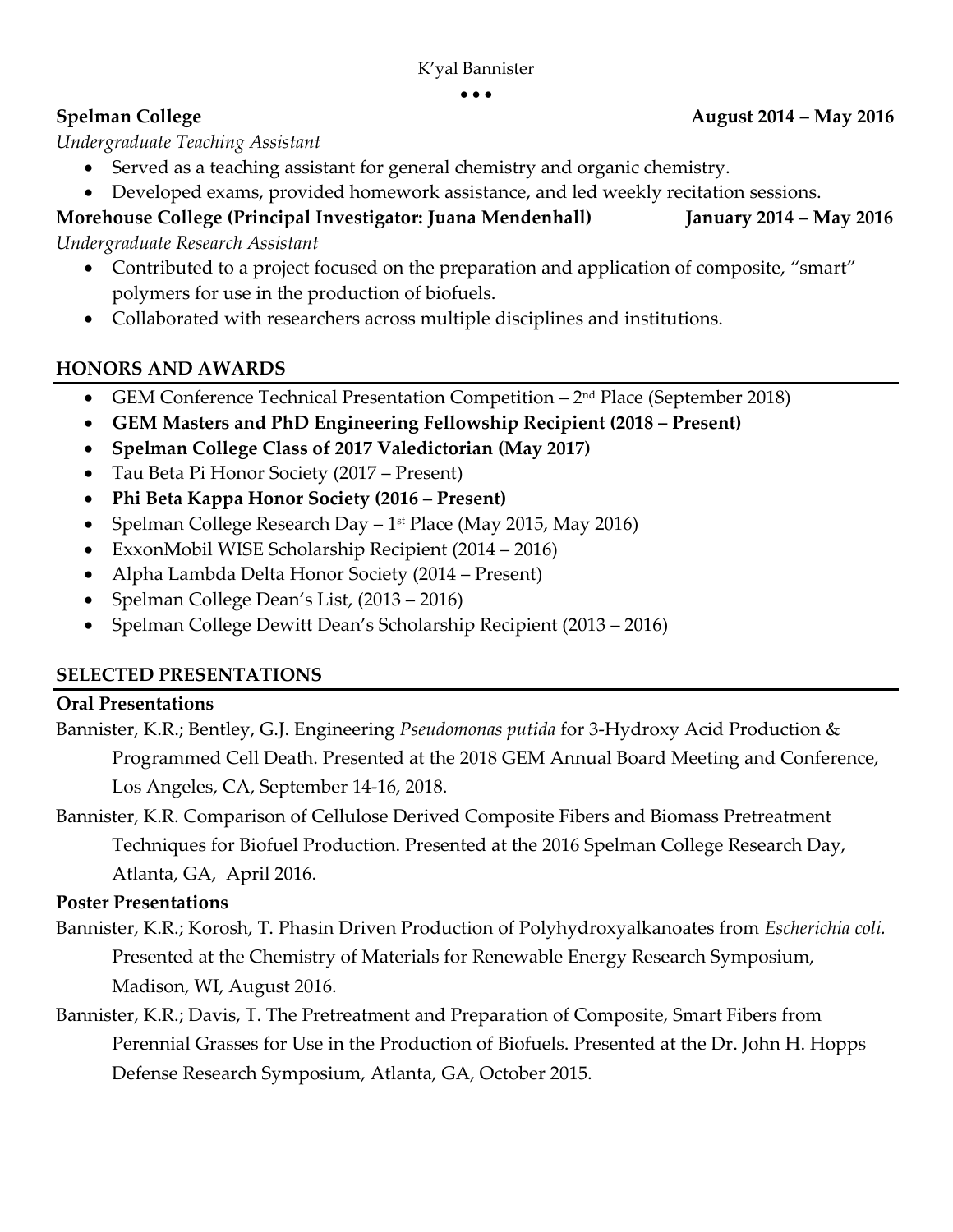**Spelman College** **August 2014 – May 2016**

*Undergraduate Teaching Assistant*

- Served as a teaching assistant for general chemistry and organic chemistry.
- Developed exams, provided homework assistance, and led weekly recitation sessions.

**Morehouse College (Principal Investigator: Juana Mendenhall)** **January 2014 – May 2016**

*Undergraduate Research Assistant*

- Contributed to a project focused on the preparation and application of composite, "smart" polymers for use in the production of biofuels.
- Collaborated with researchers across multiple disciplines and institutions.

## HONORS AND AWARDS

- GEM Conference Technical Presentation Competition – 2nd Place (September 2018)
- **GEM Masters and PhD Engineering Fellowship Recipient (2018 – Present)**
- **Spelman College Class of 2017 Valedictorian (May 2017)**
- Tau Beta Pi Honor Society (2017 – Present)
- **Phi Beta Kappa Honor Society (2016 – Present)**
- Spelman College Research Day – 1st Place (May 2015, May 2016)
- ExxonMobil WISE Scholarship Recipient (2014 – 2016)
- Alpha Lambda Delta Honor Society (2014 – Present)
- Spelman College Dean's List, (2013 – 2016)
- Spelman College Dewitt Dean's Scholarship Recipient (2013 – 2016)

## SELECTED PRESENTATIONS

### Oral Presentations

Bannister, K.R.; Bentley, G.J. Engineering *Pseudomonas putida* for 3-Hydroxy Acid Production & Programmed Cell Death. Presented at the 2018 GEM Annual Board Meeting and Conference, Los Angeles, CA, September 14-16, 2018.

Bannister, K.R. Comparison of Cellulose Derived Composite Fibers and Biomass Pretreatment Techniques for Biofuel Production. Presented at the 2016 Spelman College Research Day, Atlanta, GA, April 2016.

### Poster Presentations

Bannister, K.R.; Korosh, T. Phasin Driven Production of Polyhydroxyalkanoates from *Escherichia coli.* Presented at the Chemistry of Materials for Renewable Energy Research Symposium, Madison, WI, August 2016.

Bannister, K.R.; Davis, T. The Pretreatment and Preparation of Composite, Smart Fibers from Perennial Grasses for Use in the Production of Biofuels. Presented at the Dr. John H. Hopps Defense Research Symposium, Atlanta, GA, October 2015.